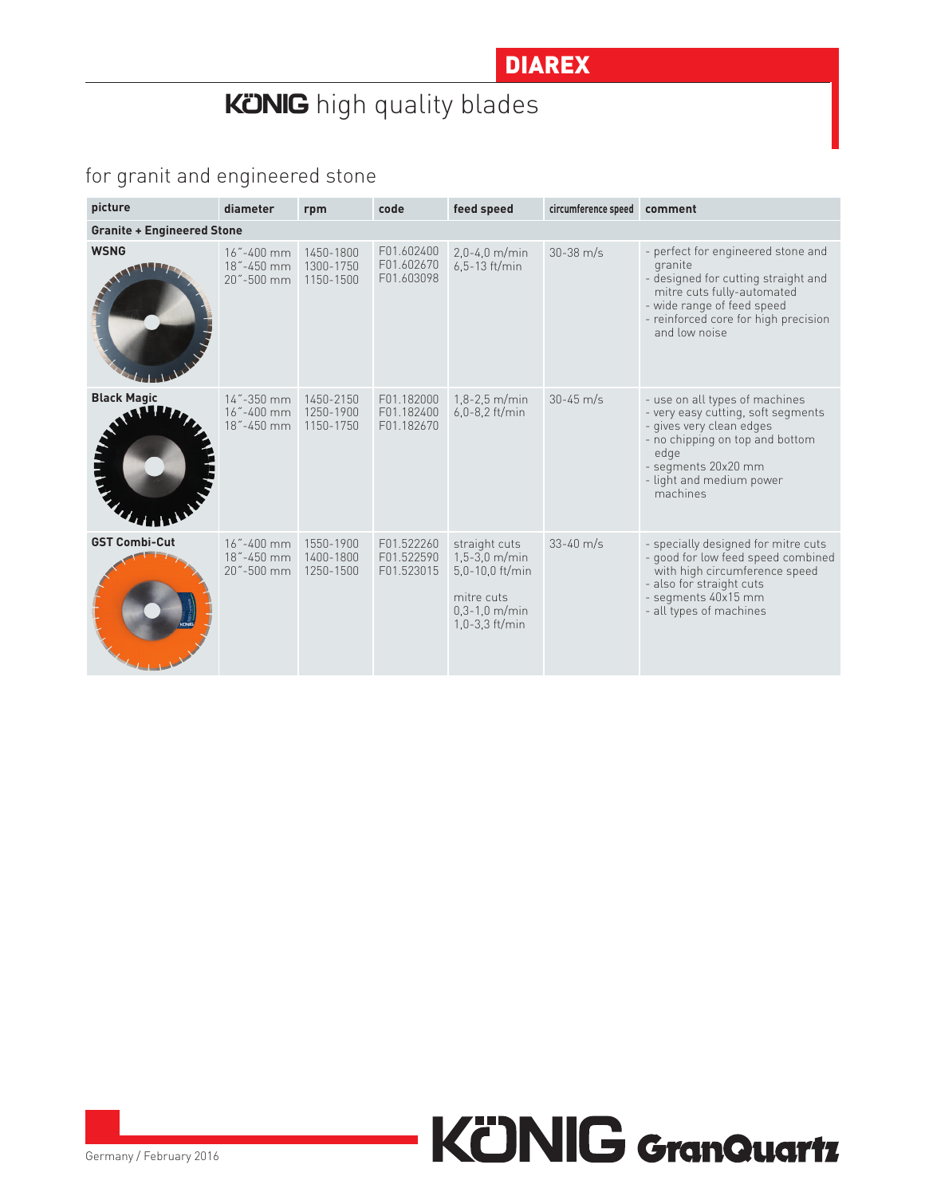DIAREX

# KÖNIG high quality blades

## for granit and engineered stone

| picture | diameter | rpm | code | feed speed | circumference speed | comment |
|---|---|---|---|---|---|---|
| **Granite + Engineered Stone** | | | | | | |
| **WSNG** | 16˝-400 mm<br>18˝-450 mm<br>20˝-500 mm | 1450-1800<br>1300-1750<br>1150-1500 | F01.602400<br>F01.602670<br>F01.603098 | 2,0-4,0 m/min<br>6,5-13 ft/min | 30-38 m/s | - perfect for engineered stone and granite<br>- designed for cutting straight and mitre cuts fully-automated<br>- wide range of feed speed<br>- reinforced core for high precision and low noise |
| **Black Magic** | 14˝-350 mm<br>16˝-400 mm<br>18˝-450 mm | 1450-2150<br>1250-1900<br>1150-1750 | F01.182000<br>F01.182400<br>F01.182670 | 1,8-2,5 m/min<br>6,0-8,2 ft/min | 30-45 m/s | - use on all types of machines<br>- very easy cutting, soft segments<br>- gives very clean edges<br>- no chipping on top and bottom edge<br>- segments 20x20 mm<br>- light and medium power machines |
| **GST Combi-Cut** | 16˝-400 mm<br>18˝-450 mm<br>20˝-500 mm | 1550-1900<br>1400-1800<br>1250-1500 | F01.522260<br>F01.522590<br>F01.523015 | straight cuts<br>1,5-3,0 m/min<br>5,0-10,0 ft/min<br><br>mitre cuts<br>0,3-1,0 m/min<br>1,0-3,3 ft/min | 33-40 m/s | - specially designed for mitre cuts<br>- good for low feed speed combined with high circumference speed<br>- also for straight cuts<br>- segments 40x15 mm<br>- all types of machines |

Germany / February 2016

KÖNIG GranQuartz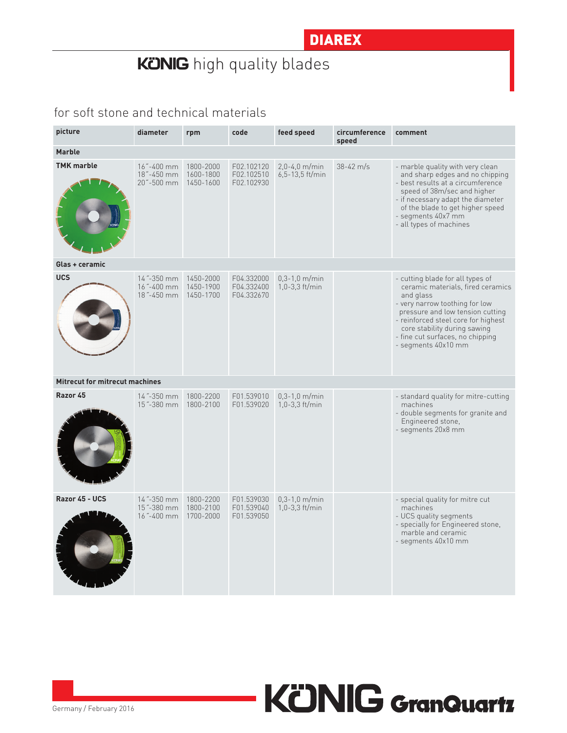DIAREX

# KÖNIG high quality blades

## for soft stone and technical materials

| picture | diameter | rpm | code | feed speed | circumference speed | comment |
|---|---|---|---|---|---|---|
| **Marble** | | | | | | |
| **TMK marble** | 16"-400 mm<br>18"-450 mm<br>20"-500 mm | 1800-2000<br>1600-1800<br>1450-1600 | F02.102120<br>F02.102510<br>F02.102930 | 2,0-4,0 m/min<br>6,5-13,5 ft/min | 38-42 m/s | - marble quality with very clean and sharp edges and no chipping<br>- best results at a circumference speed of 38m/sec and higher<br>- if necessary adapt the diameter of the blade to get higher speed<br>- segments 40x7 mm<br>- all types of machines |
| **Glas + ceramic** | | | | | | |
| **UCS** | 14"-350 mm<br>16"-400 mm<br>18"-450 mm | 1450-2000<br>1450-1900<br>1450-1700 | F04.332000<br>F04.332400<br>F04.332670 | 0,3-1,0 m/min<br>1,0-3,3 ft/min | | - cutting blade for all types of ceramic materials, fired ceramics and glass<br>- very narrow toothing for low pressure and low tension cutting<br>- reinforced steel core for highest core stability during sawing<br>- fine cut surfaces, no chipping<br>- segments 40x10 mm |
| **Mitrecut for mitrecut machines** | | | | | | |
| **Razor 45** | 14"-350 mm<br>15"-380 mm | 1800-2200<br>1800-2100 | F01.539010<br>F01.539020 | 0,3-1,0 m/min<br>1,0-3,3 ft/min | | - standard quality for mitre-cutting machines<br>- double segments for granite and Engineered stone,<br>- segments 20x8 mm |
| **Razor 45 - UCS** | 14"-350 mm<br>15"-380 mm<br>16"-400 mm | 1800-2200<br>1800-2100<br>1700-2000 | F01.539030<br>F01.539040<br>F01.539050 | 0,3-1,0 m/min<br>1,0-3,3 ft/min | | - special quality for mitre cut machines<br>- UCS quality segments<br>- specially for Engineered stone, marble and ceramic<br>- segments 40x10 mm |

Germany / February 2016

KÖNIG GranQuartz